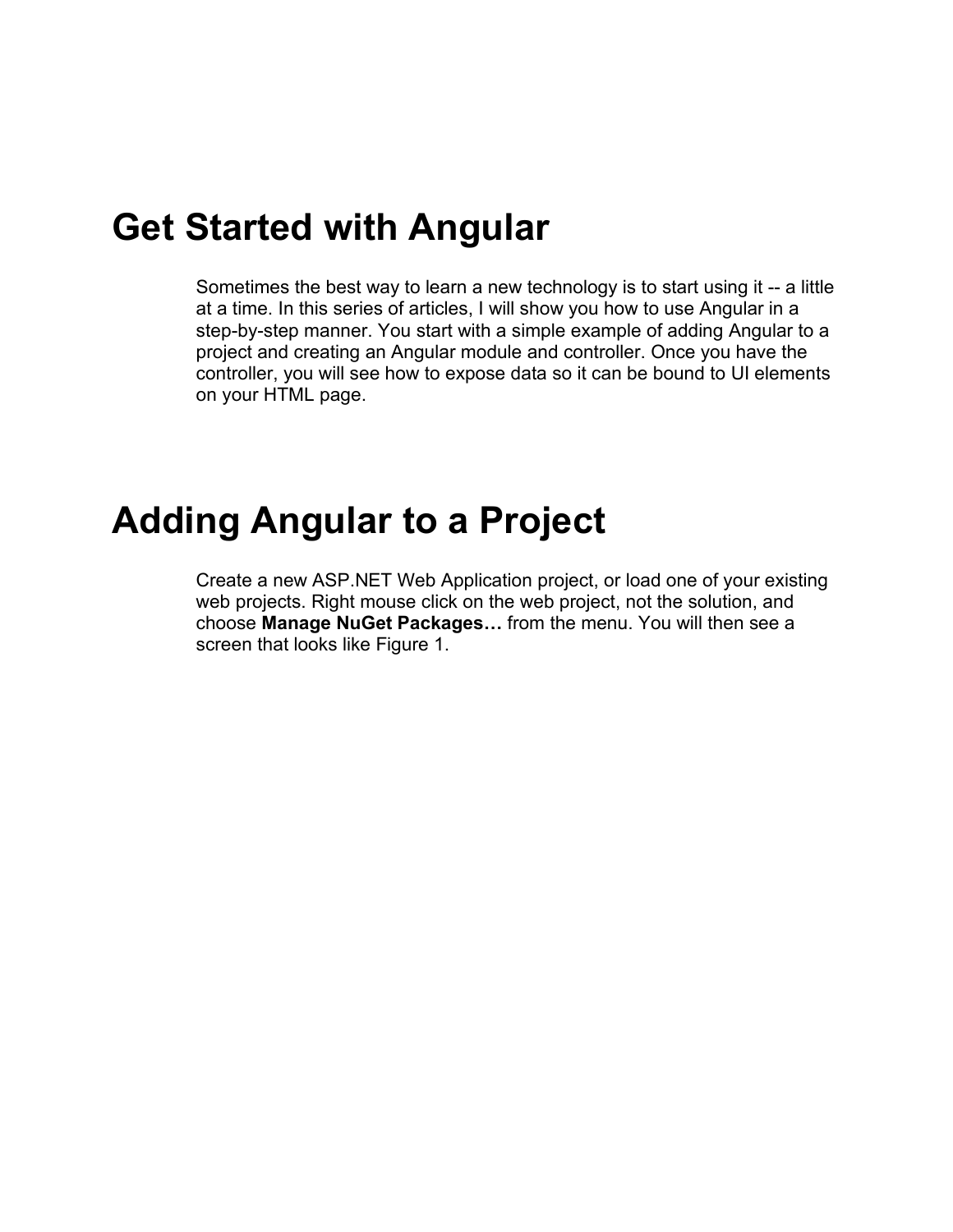# Get Started with Angular

Sometimes the best way to learn a new technology is to start using it -- a little at a time. In this series of articles, I will show you how to use Angular in a step-by-step manner. You start with a simple example of adding Angular to a project and creating an Angular module and controller. Once you have the controller, you will see how to expose data so it can be bound to UI elements on your HTML page.

# Adding Angular to a Project

Create a new ASP.NET Web Application project, or load one of your existing web projects. Right mouse click on the web project, not the solution, and choose **Manage NuGet Packages…** from the menu. You will then see a screen that looks like Figure 1.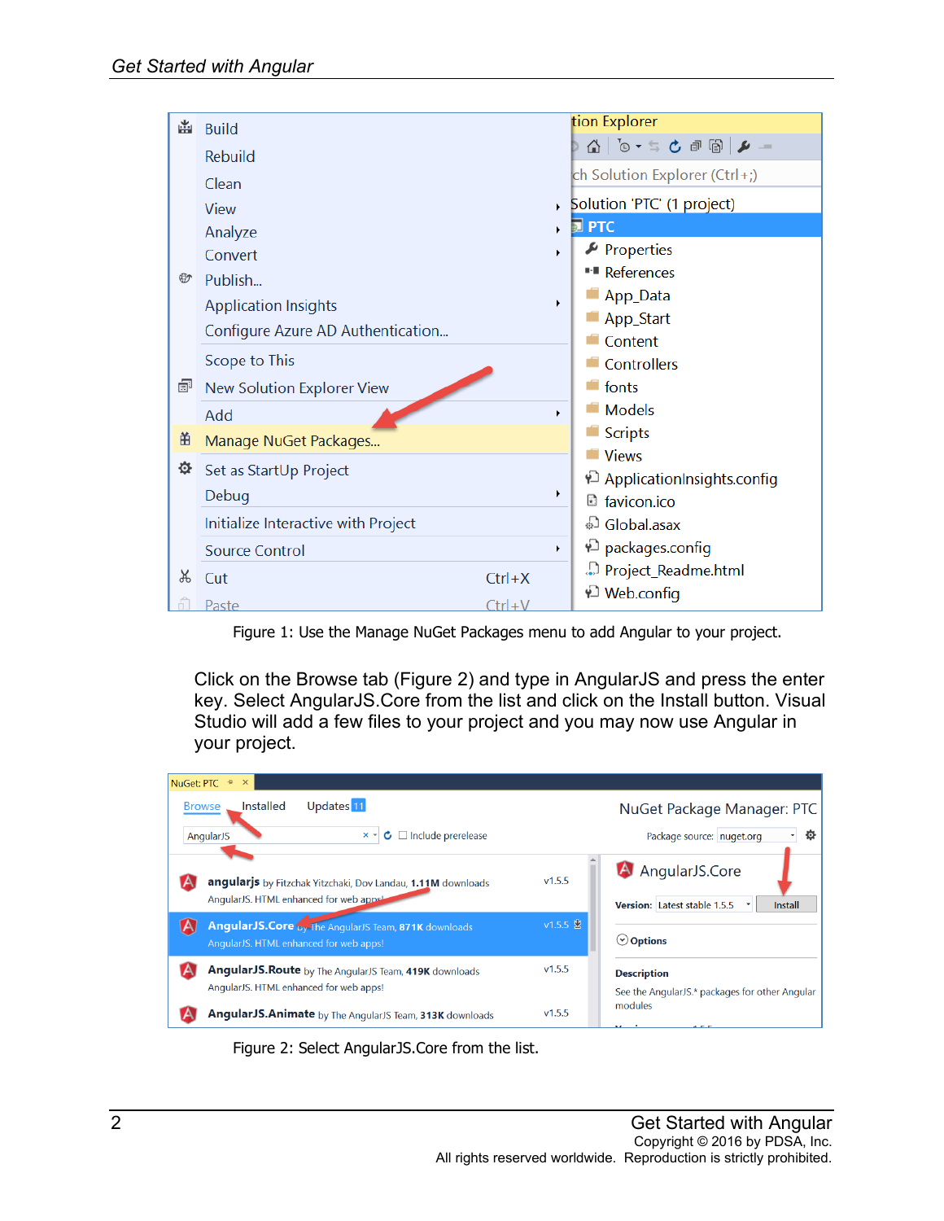Figure 1: Use the Manage NuGet Packages menu to add Angular to your project.

Click on the Browse tab (Figure 2) and type in AngularJS and press the enter key. Select AngularJS.Core from the list and click on the Install button. Visual Studio will add a few files to your project and you may now use Angular in your project.

Figure 2: Select AngularJS.Core from the list.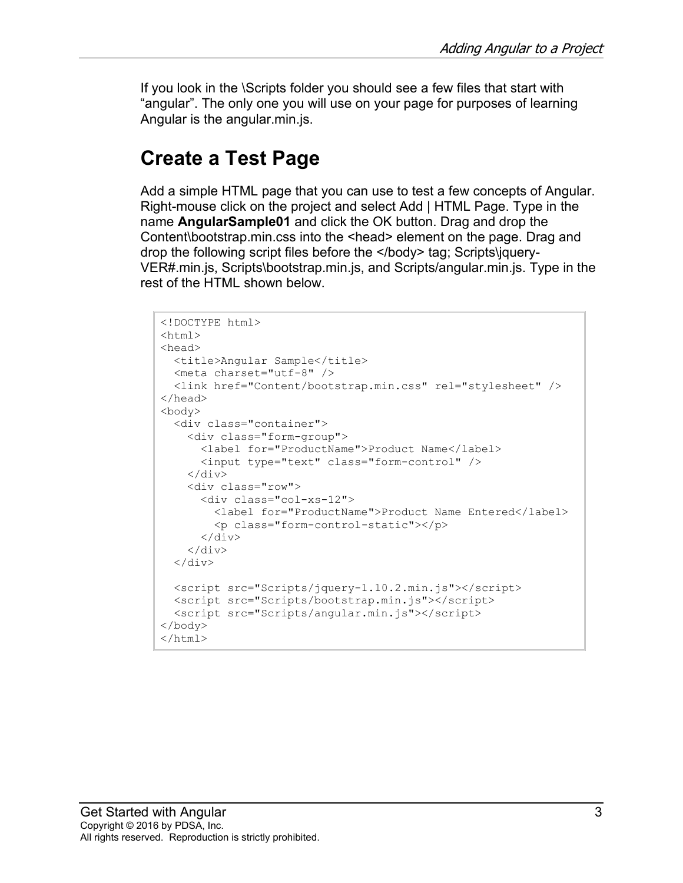If you look in the \Scripts folder you should see a few files that start with "angular". The only one you will use on your page for purposes of learning Angular is the angular.min.js.

## Create a Test Page

Add a simple HTML page that you can use to test a few concepts of Angular. Right-mouse click on the project and select Add | HTML Page. Type in the name **AngularSample01** and click the OK button. Drag and drop the Content\bootstrap.min.css into the <head> element on the page. Drag and drop the following script files before the </body> tag; Scripts\jquery-VER#.min.js, Scripts\bootstrap.min.js, and Scripts/angular.min.js. Type in the rest of the HTML shown below.

```
<!DOCTYPE html>
<html>
<head>
  <title>Angular Sample</title>
  <meta charset="utf-8" />
  <link href="Content/bootstrap.min.css" rel="stylesheet" />
</head>
<body>
  <div class="container">
    <div class="form-group">
      <label for="ProductName">Product Name</label>
      <input type="text" class="form-control" />
    </div>
    <div class="row">
      <div class="col-xs-12">
        <label for="ProductName">Product Name Entered</label>
        <p class="form-control-static"></p>
      </div>
    </div>
  </div>

  <script src="Scripts/jquery-1.10.2.min.js"></script>
  <script src="Scripts/bootstrap.min.js"></script>
  <script src="Scripts/angular.min.js"></script>
</body>
</html>
```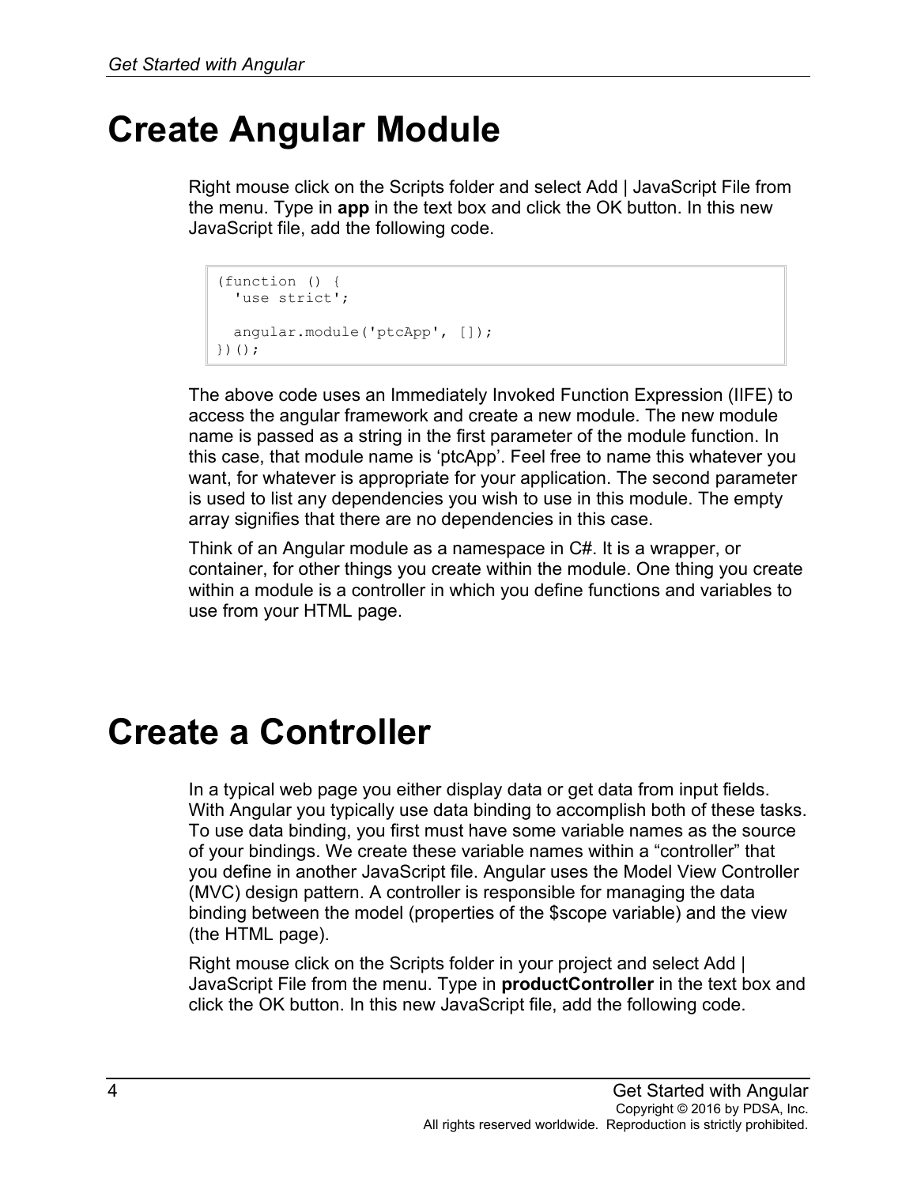# Create Angular Module

Right mouse click on the Scripts folder and select Add | JavaScript File from the menu. Type in **app** in the text box and click the OK button. In this new JavaScript file, add the following code.

```
(function () {
  'use strict';

  angular.module('ptcApp', []);
})();
```

The above code uses an Immediately Invoked Function Expression (IIFE) to access the angular framework and create a new module. The new module name is passed as a string in the first parameter of the module function. In this case, that module name is 'ptcApp'. Feel free to name this whatever you want, for whatever is appropriate for your application. The second parameter is used to list any dependencies you wish to use in this module. The empty array signifies that there are no dependencies in this case.

Think of an Angular module as a namespace in C#. It is a wrapper, or container, for other things you create within the module. One thing you create within a module is a controller in which you define functions and variables to use from your HTML page.

# Create a Controller

In a typical web page you either display data or get data from input fields. With Angular you typically use data binding to accomplish both of these tasks. To use data binding, you first must have some variable names as the source of your bindings. We create these variable names within a "controller" that you define in another JavaScript file. Angular uses the Model View Controller (MVC) design pattern. A controller is responsible for managing the data binding between the model (properties of the $scope variable) and the view (the HTML page).

Right mouse click on the Scripts folder in your project and select Add | JavaScript File from the menu. Type in **productController** in the text box and click the OK button. In this new JavaScript file, add the following code.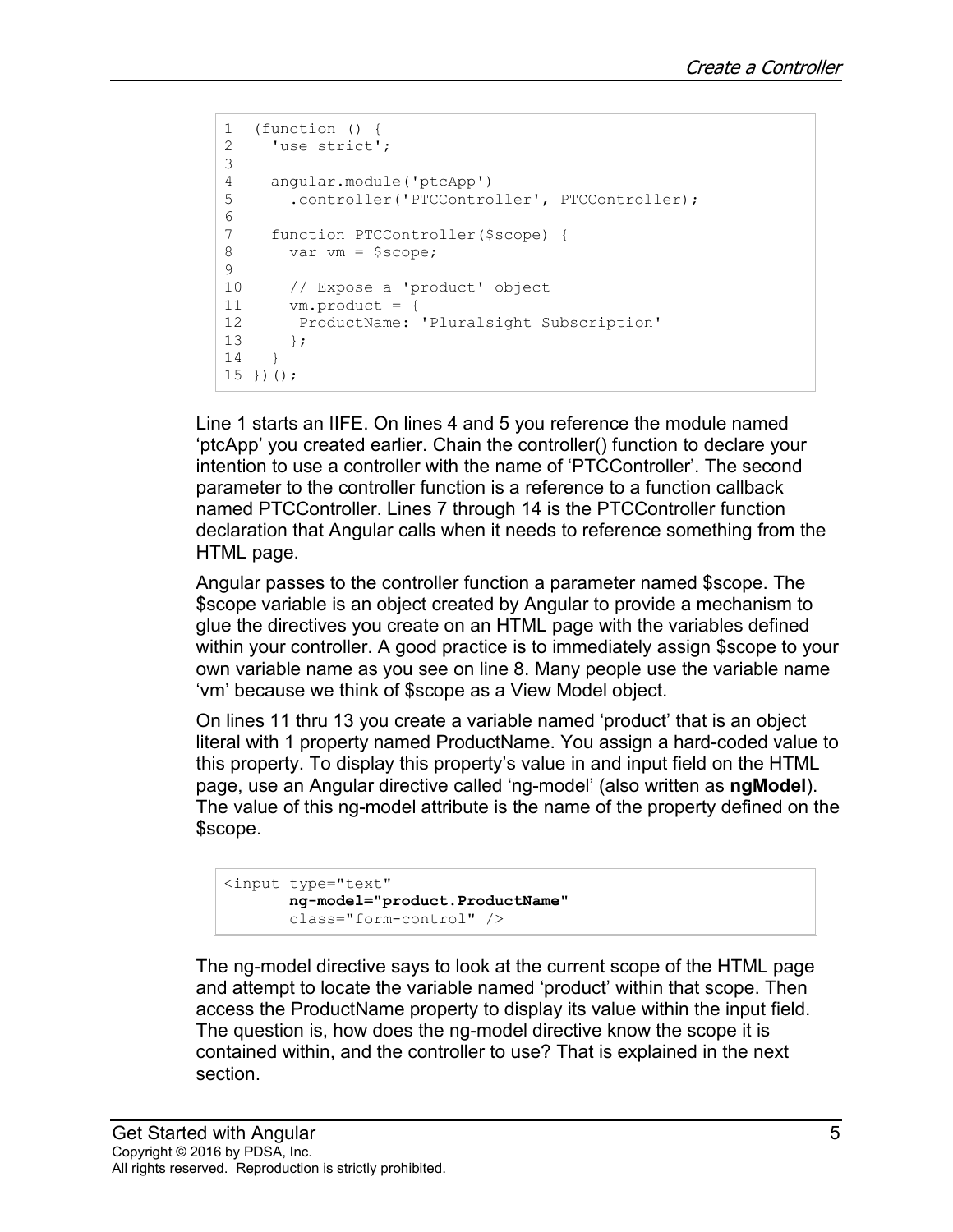```
1  (function () {
2    'use strict';
3
4    angular.module('ptcApp')
5      .controller('PTCController', PTCController);
6
7    function PTCController($scope) {
8      var vm = $scope;
9
10     // Expose a 'product' object
11     vm.product = {
12      ProductName: 'Pluralsight Subscription'
13     };
14   }
15 })();
```

Line 1 starts an IIFE. On lines 4 and 5 you reference the module named 'ptcApp' you created earlier. Chain the controller() function to declare your intention to use a controller with the name of 'PTCController'. The second parameter to the controller function is a reference to a function callback named PTCController. Lines 7 through 14 is the PTCController function declaration that Angular calls when it needs to reference something from the HTML page.

Angular passes to the controller function a parameter named $scope. The $scope variable is an object created by Angular to provide a mechanism to glue the directives you create on an HTML page with the variables defined within your controller. A good practice is to immediately assign $scope to your own variable name as you see on line 8. Many people use the variable name 'vm' because we think of $scope as a View Model object.

On lines 11 thru 13 you create a variable named 'product' that is an object literal with 1 property named ProductName. You assign a hard-coded value to this property. To display this property's value in and input field on the HTML page, use an Angular directive called 'ng-model' (also written as **ngModel**). The value of this ng-model attribute is the name of the property defined on the $scope.

```
<input type="text"
       ng-model="product.ProductName"
       class="form-control" />
```

The ng-model directive says to look at the current scope of the HTML page and attempt to locate the variable named 'product' within that scope. Then access the ProductName property to display its value within the input field. The question is, how does the ng-model directive know the scope it is contained within, and the controller to use? That is explained in the next section.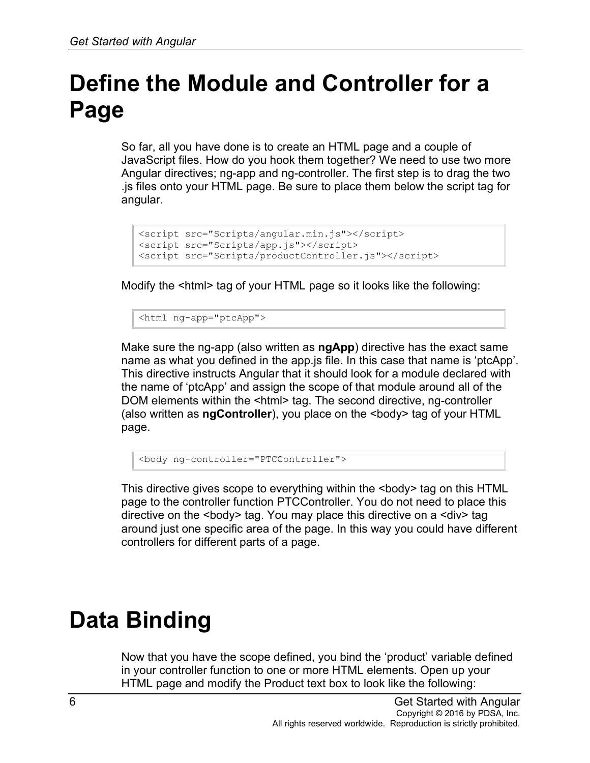# Define the Module and Controller for a Page

So far, all you have done is to create an HTML page and a couple of JavaScript files. How do you hook them together? We need to use two more Angular directives; ng-app and ng-controller. The first step is to drag the two .js files onto your HTML page. Be sure to place them below the script tag for angular.

```
<script src="Scripts/angular.min.js"></script>
<script src="Scripts/app.js"></script>
<script src="Scripts/productController.js"></script>
```

Modify the <html> tag of your HTML page so it looks like the following:

```
<html ng-app="ptcApp">
```

Make sure the ng-app (also written as **ngApp**) directive has the exact same name as what you defined in the app.js file. In this case that name is 'ptcApp'. This directive instructs Angular that it should look for a module declared with the name of 'ptcApp' and assign the scope of that module around all of the DOM elements within the <html> tag. The second directive, ng-controller (also written as **ngController**), you place on the <body> tag of your HTML page.

```
<body ng-controller="PTCController">
```

This directive gives scope to everything within the <body> tag on this HTML page to the controller function PTCController. You do not need to place this directive on the <body> tag. You may place this directive on a <div> tag around just one specific area of the page. In this way you could have different controllers for different parts of a page.

# Data Binding

Now that you have the scope defined, you bind the 'product' variable defined in your controller function to one or more HTML elements. Open up your HTML page and modify the Product text box to look like the following: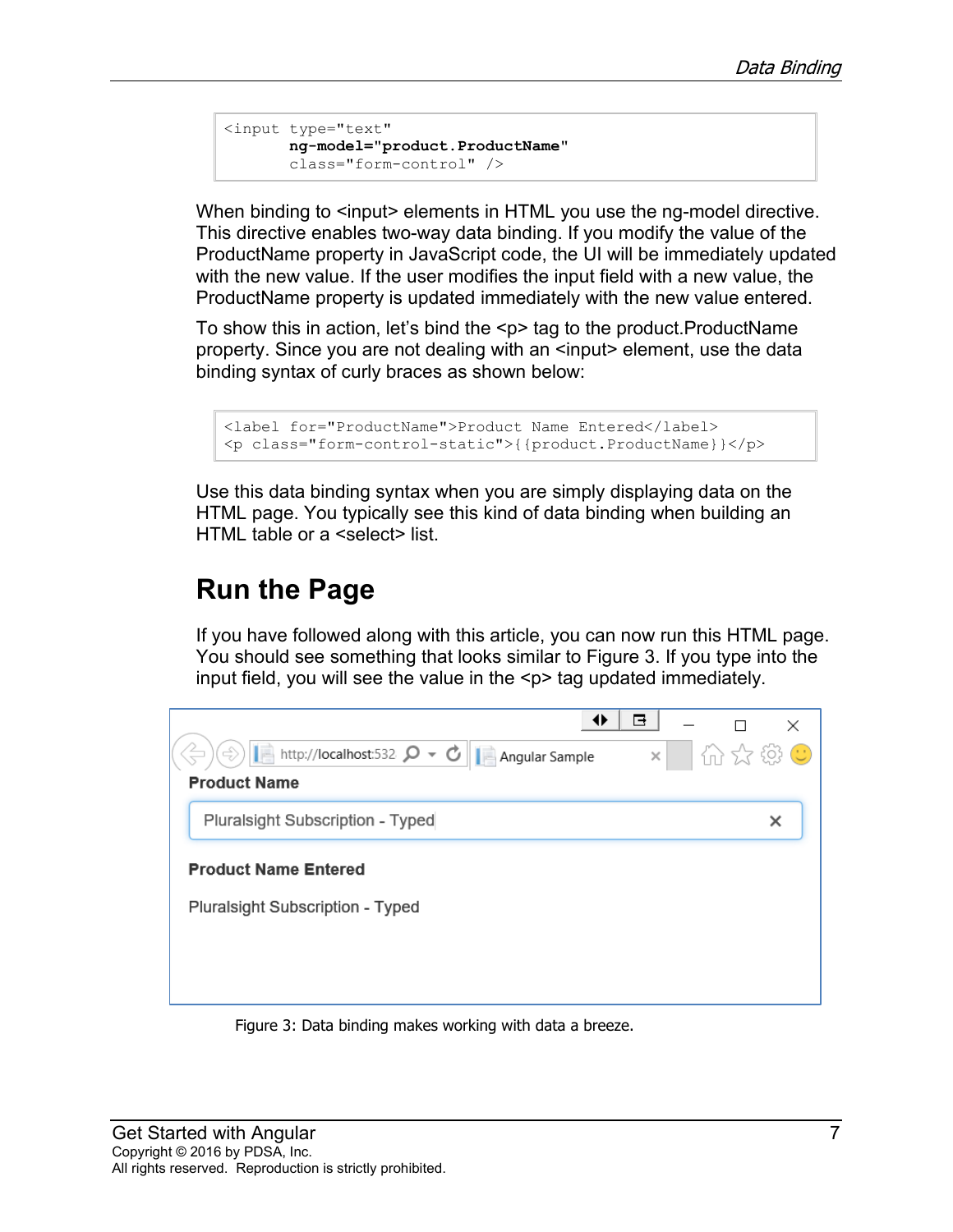```
<input type="text"
       ng-model="product.ProductName"
       class="form-control" />
```

When binding to <input> elements in HTML you use the ng-model directive. This directive enables two-way data binding. If you modify the value of the ProductName property in JavaScript code, the UI will be immediately updated with the new value. If the user modifies the input field with a new value, the ProductName property is updated immediately with the new value entered.

To show this in action, let's bind the <p> tag to the product.ProductName property. Since you are not dealing with an <input> element, use the data binding syntax of curly braces as shown below:

```
<label for="ProductName">Product Name Entered</label>
<p class="form-control-static">{{product.ProductName}}</p>
```

Use this data binding syntax when you are simply displaying data on the HTML page. You typically see this kind of data binding when building an HTML table or a <select> list.

## Run the Page

If you have followed along with this article, you can now run this HTML page. You should see something that looks similar to Figure 3. If you type into the input field, you will see the value in the <p> tag updated immediately.

Figure 3: Data binding makes working with data a breeze.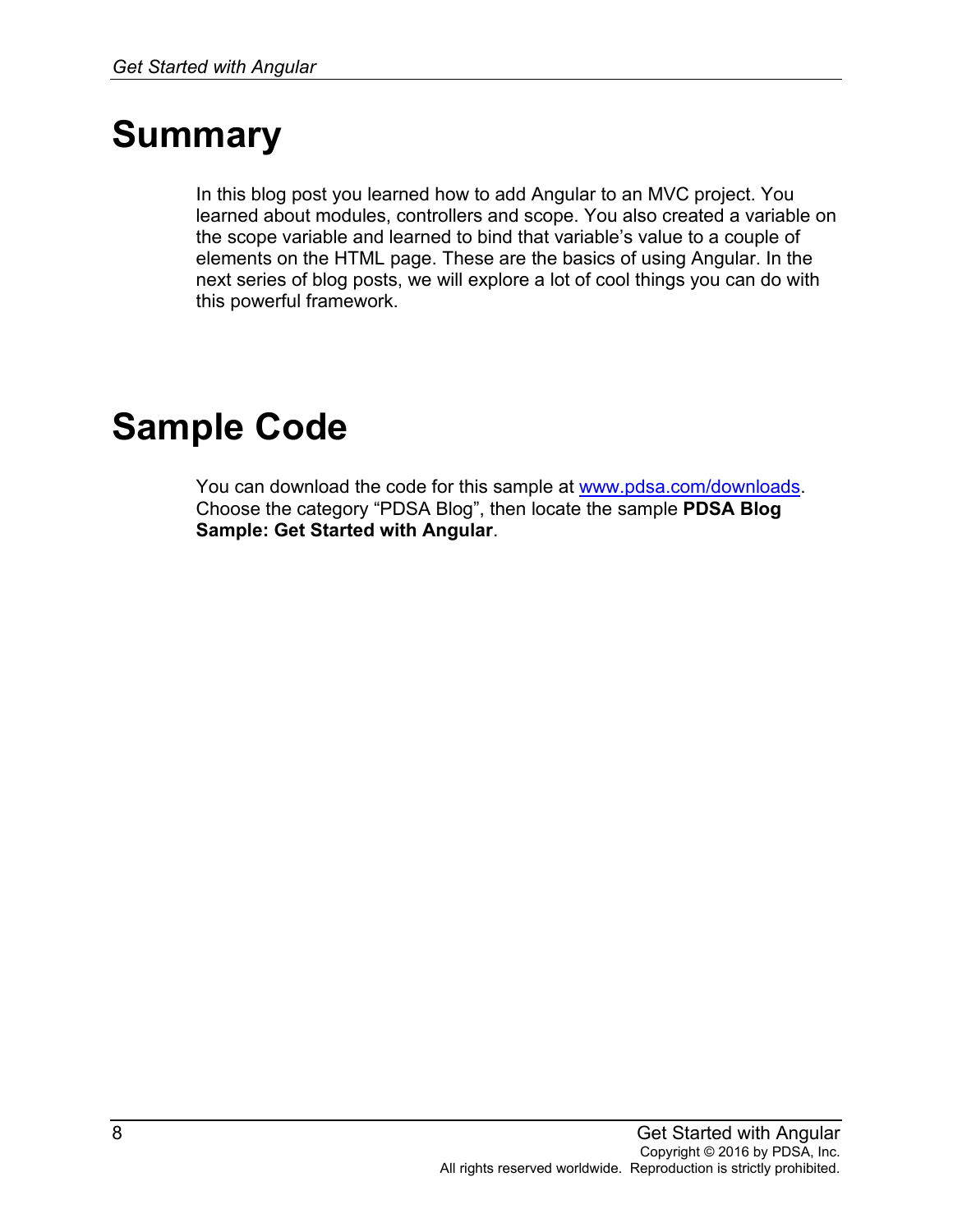# Summary

In this blog post you learned how to add Angular to an MVC project. You learned about modules, controllers and scope. You also created a variable on the scope variable and learned to bind that variable's value to a couple of elements on the HTML page. These are the basics of using Angular. In the next series of blog posts, we will explore a lot of cool things you can do with this powerful framework.

# Sample Code

You can download the code for this sample at [www.pdsa.com/downloads](http://www.pdsa.com/downloads). Choose the category "PDSA Blog", then locate the sample **PDSA Blog Sample: Get Started with Angular**.